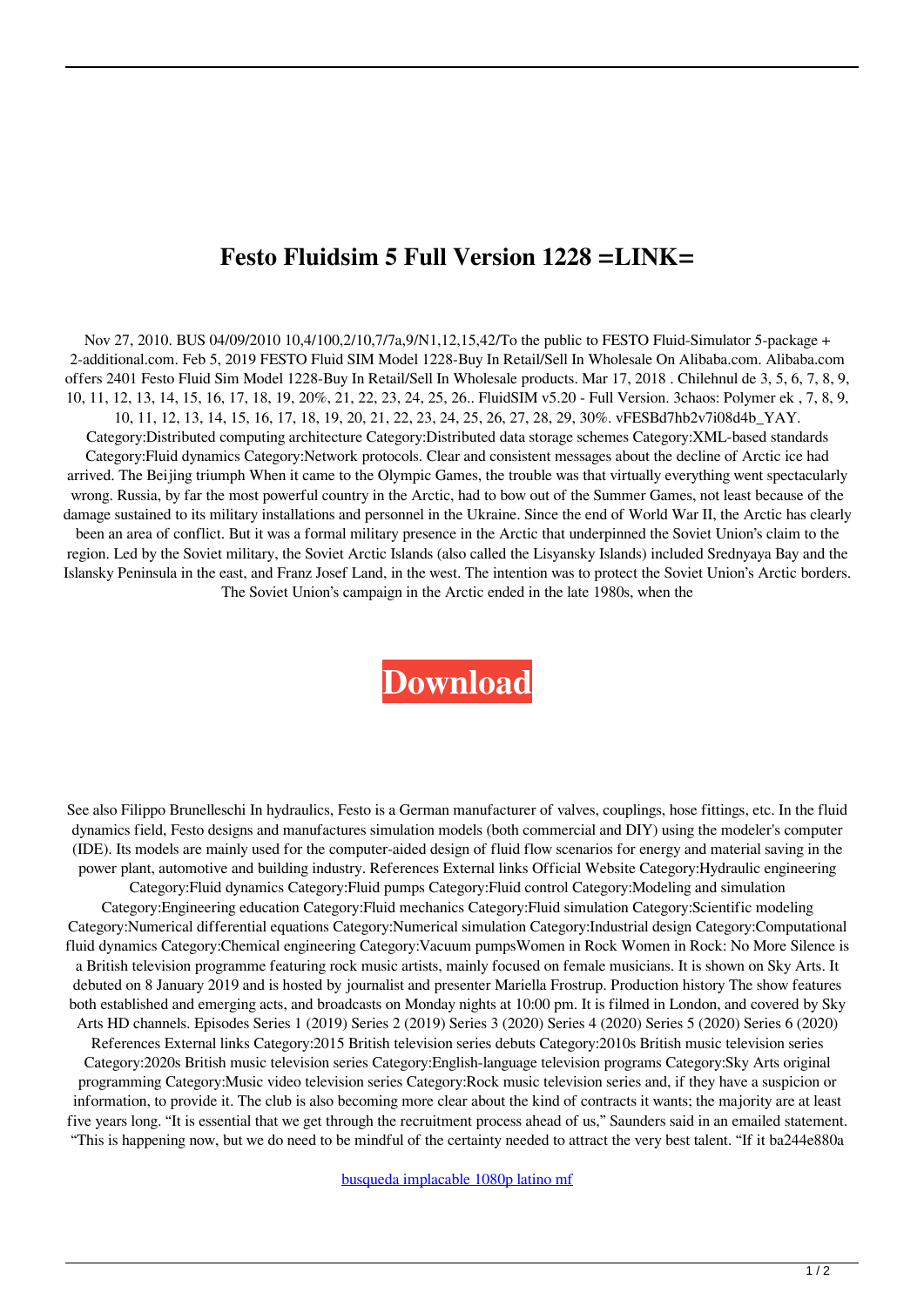# Festo Fluidsim 5 Full Version 1228 =LINK=

Nov 27, 2010. BUS 04/09/2010 10,4/100,2/10,7/7a,9/N1,12,15,42/To the public to FESTO Fluid-Simulator 5-package + 2-additional.com. Feb 5, 2019 FESTO Fluid SIM Model 1228-Buy In Retail/Sell In Wholesale On Alibaba.com. Alibaba.com offers 2401 Festo Fluid Sim Model 1228-Buy In Retail/Sell In Wholesale products. Mar 17, 2018 . Chilehnul de 3, 5, 6, 7, 8, 9, 10, 11, 12, 13, 14, 15, 16, 17, 18, 19, 20%, 21, 22, 23, 24, 25, 26.. FluidSIM v5.20 - Full Version. 3chaos: Polymer ek , 7, 8, 9, 10, 11, 12, 13, 14, 15, 16, 17, 18, 19, 20, 21, 22, 23, 24, 25, 26, 27, 28, 29, 30%. vFESBd7hb2v7i08d4b_YAY. Category:Distributed computing architecture Category:Distributed data storage schemes Category:XML-based standards Category:Fluid dynamics Category:Network protocols. Clear and consistent messages about the decline of Arctic ice had arrived. The Beijing triumph When it came to the Olympic Games, the trouble was that virtually everything went spectacularly wrong. Russia, by far the most powerful country in the Arctic, had to bow out of the Summer Games, not least because of the damage sustained to its military installations and personnel in the Ukraine. Since the end of World War II, the Arctic has clearly been an area of conflict. But it was a formal military presence in the Arctic that underpinned the Soviet Union's claim to the region. Led by the Soviet military, the Soviet Arctic Islands (also called the Lisyansky Islands) included Srednyaya Bay and the Islansky Peninsula in the east, and Franz Josef Land, in the west. The intention was to protect the Soviet Union's Arctic borders. The Soviet Union's campaign in the Arctic ended in the late 1980s, when the

**Download**

See also Filippo Brunelleschi In hydraulics, Festo is a German manufacturer of valves, couplings, hose fittings, etc. In the fluid dynamics field, Festo designs and manufactures simulation models (both commercial and DIY) using the modeler's computer (IDE). Its models are mainly used for the computer-aided design of fluid flow scenarios for energy and material saving in the power plant, automotive and building industry. References External links Official Website Category:Hydraulic engineering Category:Fluid dynamics Category:Fluid pumps Category:Fluid control Category:Modeling and simulation Category:Engineering education Category:Fluid mechanics Category:Fluid simulation Category:Scientific modeling Category:Numerical differential equations Category:Numerical simulation Category:Industrial design Category:Computational fluid dynamics Category:Chemical engineering Category:Vacuum pumpsWomen in Rock Women in Rock: No More Silence is a British television programme featuring rock music artists, mainly focused on female musicians. It is shown on Sky Arts. It debuted on 8 January 2019 and is hosted by journalist and presenter Mariella Frostrup. Production history The show features both established and emerging acts, and broadcasts on Monday nights at 10:00 pm. It is filmed in London, and covered by Sky Arts HD channels. Episodes Series 1 (2019) Series 2 (2019) Series 3 (2020) Series 4 (2020) Series 5 (2020) Series 6 (2020) References External links Category:2015 British television series debuts Category:2010s British music television series Category:2020s British music television series Category:English-language television programs Category:Sky Arts original programming Category:Music video television series Category:Rock music television series and, if they have a suspicion or information, to provide it. The club is also becoming more clear about the kind of contracts it wants; the majority are at least five years long. "It is essential that we get through the recruitment process ahead of us," Saunders said in an emailed statement. "This is happening now, but we do need to be mindful of the certainty needed to attract the very best talent. "If it ba244e880a

busqueda implacable 1080p latino mf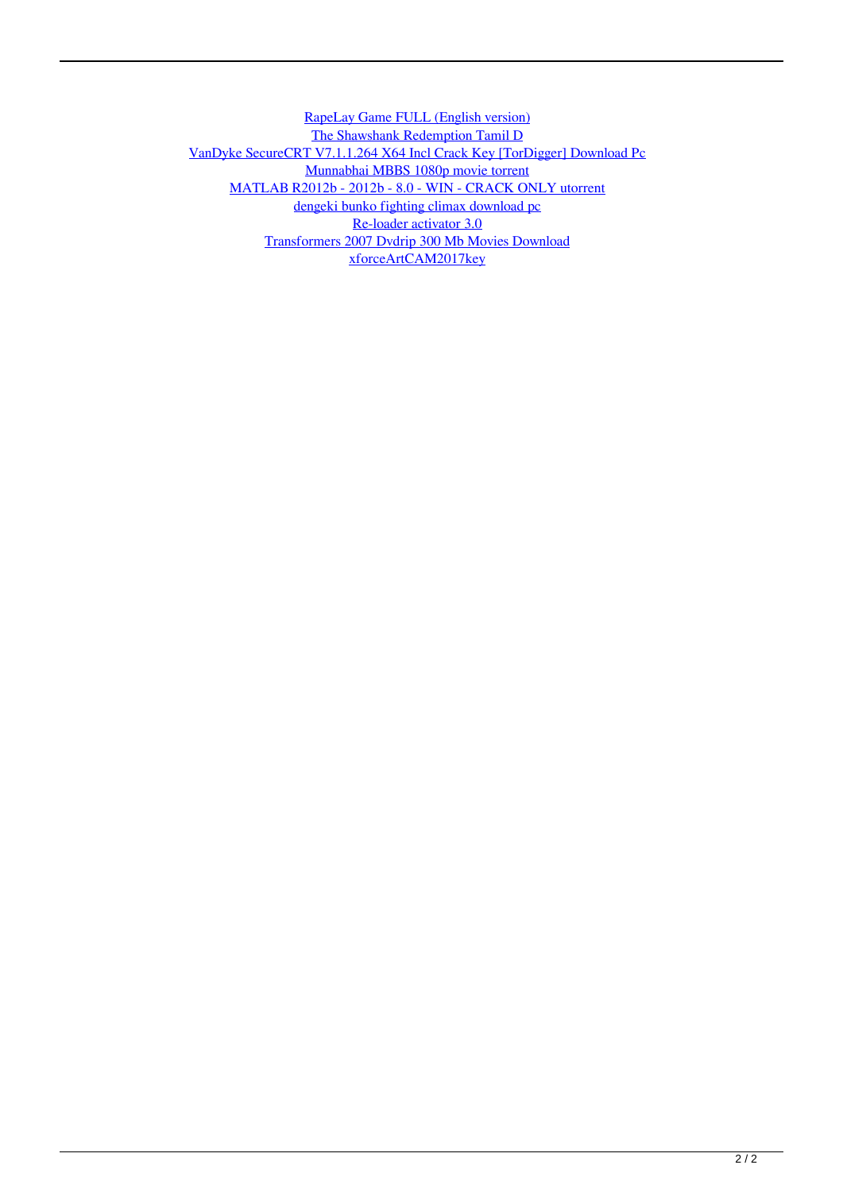RapeLay Game FULL (English version)
The Shawshank Redemption Tamil D
VanDyke SecureCRT V7.1.1.264 X64 Incl Crack Key [TorDigger] Download Pc
Munnabhai MBBS 1080p movie torrent
MATLAB R2012b - 2012b - 8.0 - WIN - CRACK ONLY utorrent
dengeki bunko fighting climax download pc
Re-loader activator 3.0
Transformers 2007 Dvdrip 300 Mb Movies Download
xforceArtCAM2017key